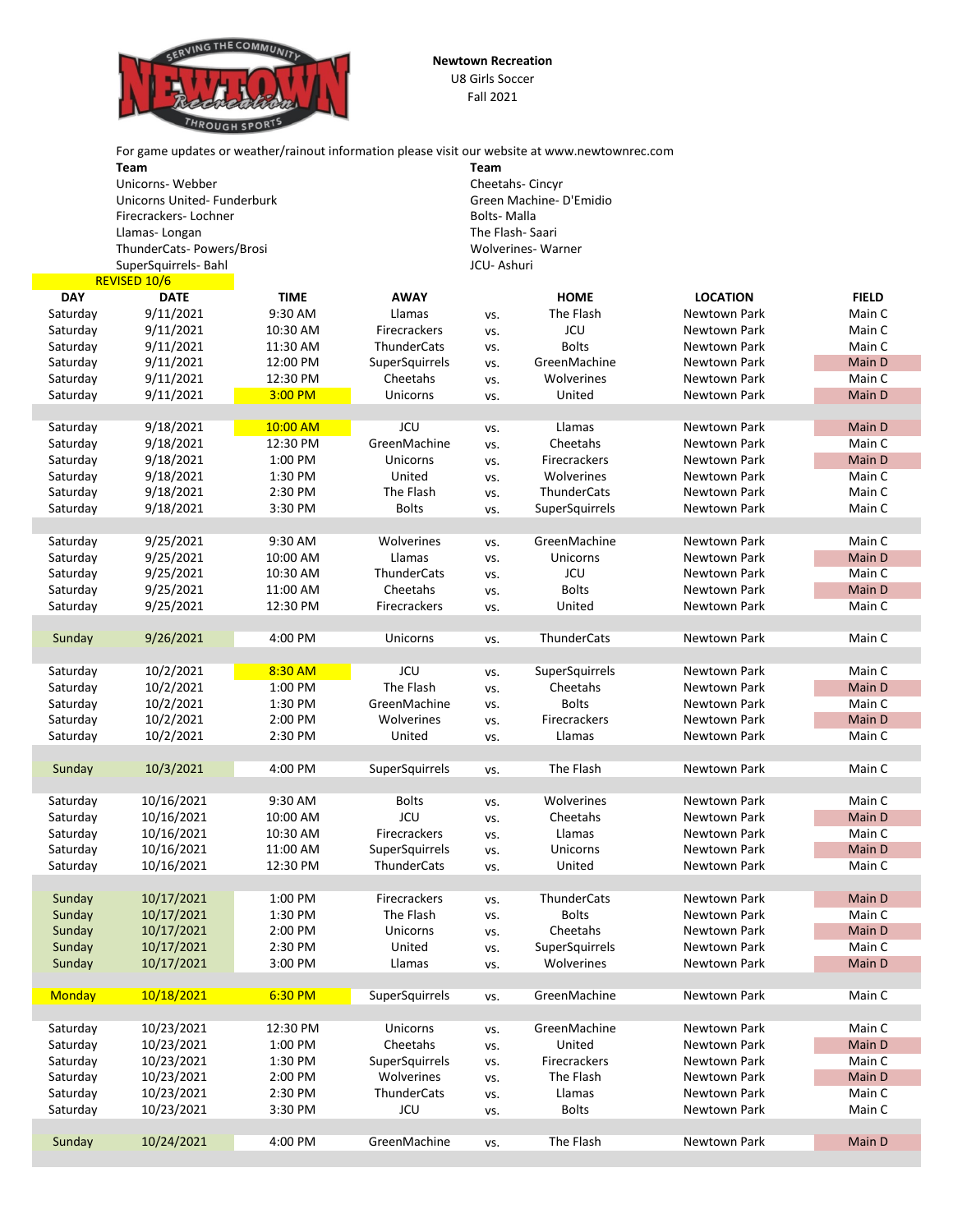**Newtown Recreation**

U8 Girls Soccer

Fall 2021

For game updates or weather/rainout information please visit our website at www.newtownrec.com

| Team | Team |
|---|---|
| Unicorns- Webber | Cheetahs- Cincyr |
| Unicorns United- Funderburk | Green Machine- D'Emidio |
| Firecrackers- Lochner | Bolts- Malla |
| Llamas- Longan | The Flash- Saari |
| ThunderCats- Powers/Brosi | Wolverines- Warner |
| SuperSquirrels- Bahl | JCU- Ashuri |

REVISED 10/6

| DAY | DATE | TIME | AWAY | | HOME | LOCATION | FIELD |
|---|---|---|---|---|---|---|---|
| Saturday | 9/11/2021 | 9:30 AM | Llamas | vs. | The Flash | Newtown Park | Main C |
| Saturday | 9/11/2021 | 10:30 AM | Firecrackers | vs. | JCU | Newtown Park | Main C |
| Saturday | 9/11/2021 | 11:30 AM | ThunderCats | vs. | Bolts | Newtown Park | Main C |
| Saturday | 9/11/2021 | 12:00 PM | SuperSquirrels | vs. | GreenMachine | Newtown Park | Main D |
| Saturday | 9/11/2021 | 12:30 PM | Cheetahs | vs. | Wolverines | Newtown Park | Main C |
| Saturday | 9/11/2021 | 3:00 PM | Unicorns | vs. | United | Newtown Park | Main D |
| | | | | | | | |
| Saturday | 9/18/2021 | 10:00 AM | JCU | vs. | Llamas | Newtown Park | Main D |
| Saturday | 9/18/2021 | 12:30 PM | GreenMachine | vs. | Cheetahs | Newtown Park | Main C |
| Saturday | 9/18/2021 | 1:00 PM | Unicorns | vs. | Firecrackers | Newtown Park | Main D |
| Saturday | 9/18/2021 | 1:30 PM | United | vs. | Wolverines | Newtown Park | Main C |
| Saturday | 9/18/2021 | 2:30 PM | The Flash | vs. | ThunderCats | Newtown Park | Main C |
| Saturday | 9/18/2021 | 3:30 PM | Bolts | vs. | SuperSquirrels | Newtown Park | Main C |
| | | | | | | | |
| Saturday | 9/25/2021 | 9:30 AM | Wolverines | vs. | GreenMachine | Newtown Park | Main C |
| Saturday | 9/25/2021 | 10:00 AM | Llamas | vs. | Unicorns | Newtown Park | Main D |
| Saturday | 9/25/2021 | 10:30 AM | ThunderCats | vs. | JCU | Newtown Park | Main C |
| Saturday | 9/25/2021 | 11:00 AM | Cheetahs | vs. | Bolts | Newtown Park | Main D |
| Saturday | 9/25/2021 | 12:30 PM | Firecrackers | vs. | United | Newtown Park | Main C |
| | | | | | | | |
| Sunday | 9/26/2021 | 4:00 PM | Unicorns | vs. | ThunderCats | Newtown Park | Main C |
| | | | | | | | |
| Saturday | 10/2/2021 | 8:30 AM | JCU | vs. | SuperSquirrels | Newtown Park | Main C |
| Saturday | 10/2/2021 | 1:00 PM | The Flash | vs. | Cheetahs | Newtown Park | Main D |
| Saturday | 10/2/2021 | 1:30 PM | GreenMachine | vs. | Bolts | Newtown Park | Main C |
| Saturday | 10/2/2021 | 2:00 PM | Wolverines | vs. | Firecrackers | Newtown Park | Main D |
| Saturday | 10/2/2021 | 2:30 PM | United | vs. | Llamas | Newtown Park | Main C |
| | | | | | | | |
| Sunday | 10/3/2021 | 4:00 PM | SuperSquirrels | vs. | The Flash | Newtown Park | Main C |
| | | | | | | | |
| Saturday | 10/16/2021 | 9:30 AM | Bolts | vs. | Wolverines | Newtown Park | Main C |
| Saturday | 10/16/2021 | 10:00 AM | JCU | vs. | Cheetahs | Newtown Park | Main D |
| Saturday | 10/16/2021 | 10:30 AM | Firecrackers | vs. | Llamas | Newtown Park | Main C |
| Saturday | 10/16/2021 | 11:00 AM | SuperSquirrels | vs. | Unicorns | Newtown Park | Main D |
| Saturday | 10/16/2021 | 12:30 PM | ThunderCats | vs. | United | Newtown Park | Main C |
| | | | | | | | |
| Sunday | 10/17/2021 | 1:00 PM | Firecrackers | vs. | ThunderCats | Newtown Park | Main D |
| Sunday | 10/17/2021 | 1:30 PM | The Flash | vs. | Bolts | Newtown Park | Main C |
| Sunday | 10/17/2021 | 2:00 PM | Unicorns | vs. | Cheetahs | Newtown Park | Main D |
| Sunday | 10/17/2021 | 2:30 PM | United | vs. | SuperSquirrels | Newtown Park | Main C |
| Sunday | 10/17/2021 | 3:00 PM | Llamas | vs. | Wolverines | Newtown Park | Main D |
| | | | | | | | |
| Monday | 10/18/2021 | 6:30 PM | SuperSquirrels | vs. | GreenMachine | Newtown Park | Main C |
| | | | | | | | |
| Saturday | 10/23/2021 | 12:30 PM | Unicorns | vs. | GreenMachine | Newtown Park | Main C |
| Saturday | 10/23/2021 | 1:00 PM | Cheetahs | vs. | United | Newtown Park | Main D |
| Saturday | 10/23/2021 | 1:30 PM | SuperSquirrels | vs. | Firecrackers | Newtown Park | Main C |
| Saturday | 10/23/2021 | 2:00 PM | Wolverines | vs. | The Flash | Newtown Park | Main D |
| Saturday | 10/23/2021 | 2:30 PM | ThunderCats | vs. | Llamas | Newtown Park | Main C |
| Saturday | 10/23/2021 | 3:30 PM | JCU | vs. | Bolts | Newtown Park | Main C |
| | | | | | | | |
| Sunday | 10/24/2021 | 4:00 PM | GreenMachine | vs. | The Flash | Newtown Park | Main D |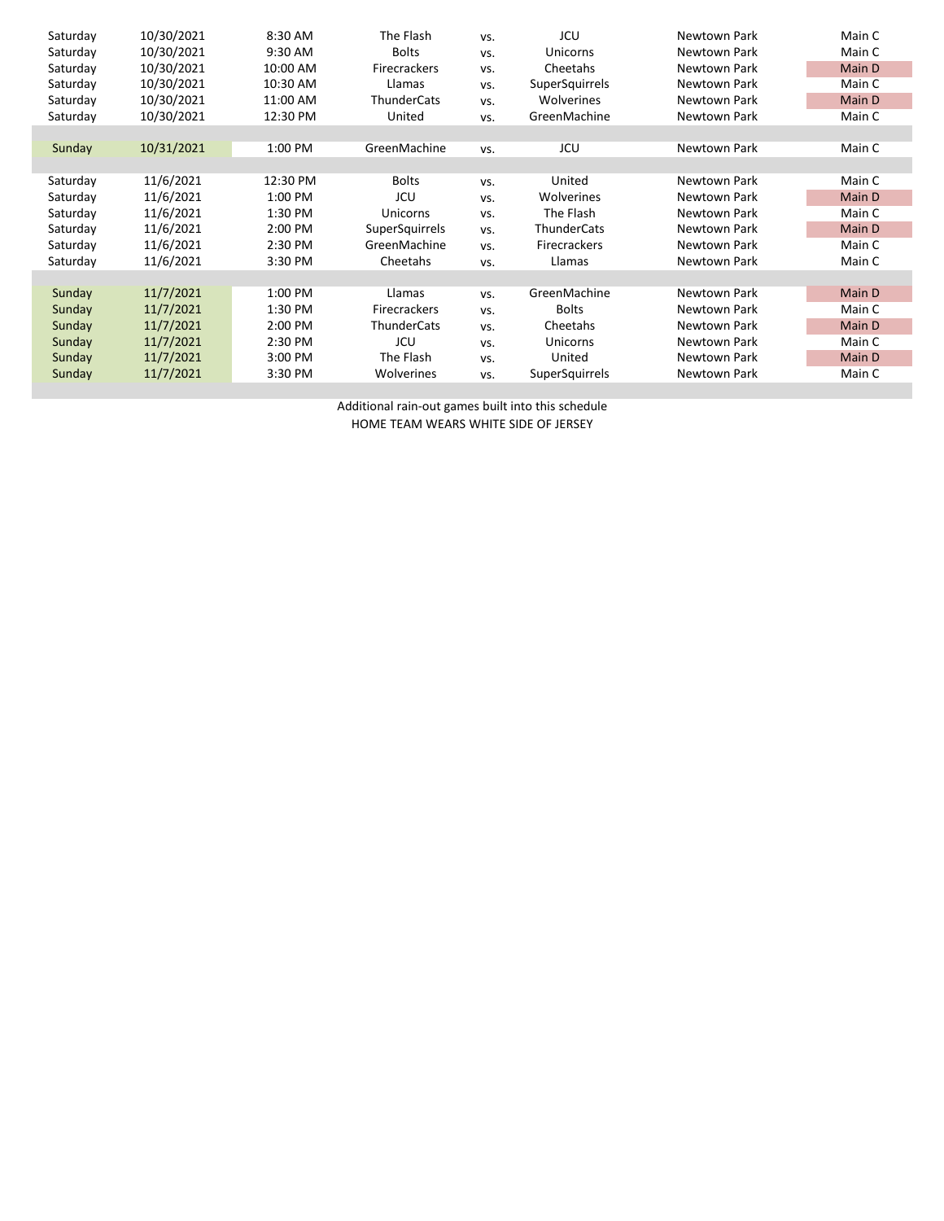| | | | | | | | |
|---|---|---|---|---|---|---|---|
| Saturday | 10/30/2021 | 8:30 AM | The Flash | vs. | JCU | Newtown Park | Main C |
| Saturday | 10/30/2021 | 9:30 AM | Bolts | vs. | Unicorns | Newtown Park | Main C |
| Saturday | 10/30/2021 | 10:00 AM | Firecrackers | vs. | Cheetahs | Newtown Park | Main D |
| Saturday | 10/30/2021 | 10:30 AM | Llamas | vs. | SuperSquirrels | Newtown Park | Main C |
| Saturday | 10/30/2021 | 11:00 AM | ThunderCats | vs. | Wolverines | Newtown Park | Main D |
| Saturday | 10/30/2021 | 12:30 PM | United | vs. | GreenMachine | Newtown Park | Main C |
| | | | | | | | |
| Sunday | 10/31/2021 | 1:00 PM | GreenMachine | vs. | JCU | Newtown Park | Main C |
| | | | | | | | |
| Saturday | 11/6/2021 | 12:30 PM | Bolts | vs. | United | Newtown Park | Main C |
| Saturday | 11/6/2021 | 1:00 PM | JCU | vs. | Wolverines | Newtown Park | Main D |
| Saturday | 11/6/2021 | 1:30 PM | Unicorns | vs. | The Flash | Newtown Park | Main C |
| Saturday | 11/6/2021 | 2:00 PM | SuperSquirrels | vs. | ThunderCats | Newtown Park | Main D |
| Saturday | 11/6/2021 | 2:30 PM | GreenMachine | vs. | Firecrackers | Newtown Park | Main C |
| Saturday | 11/6/2021 | 3:30 PM | Cheetahs | vs. | Llamas | Newtown Park | Main C |
| | | | | | | | |
| Sunday | 11/7/2021 | 1:00 PM | Llamas | vs. | GreenMachine | Newtown Park | Main D |
| Sunday | 11/7/2021 | 1:30 PM | Firecrackers | vs. | Bolts | Newtown Park | Main C |
| Sunday | 11/7/2021 | 2:00 PM | ThunderCats | vs. | Cheetahs | Newtown Park | Main D |
| Sunday | 11/7/2021 | 2:30 PM | JCU | vs. | Unicorns | Newtown Park | Main C |
| Sunday | 11/7/2021 | 3:00 PM | The Flash | vs. | United | Newtown Park | Main D |
| Sunday | 11/7/2021 | 3:30 PM | Wolverines | vs. | SuperSquirrels | Newtown Park | Main C |

Additional rain-out games built into this schedule

HOME TEAM WEARS WHITE SIDE OF JERSEY